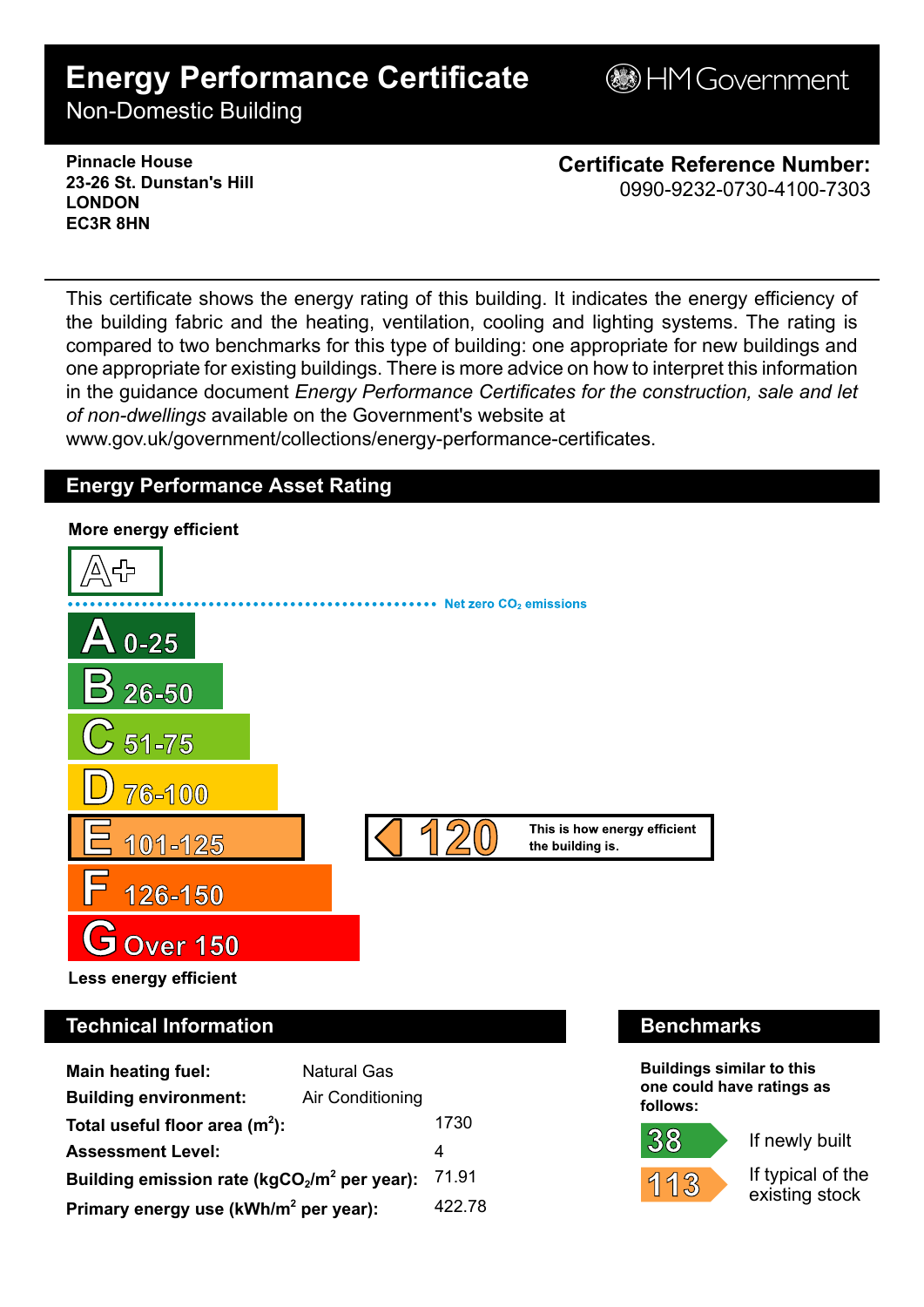# Energy Performance Certificate

Non-Domestic Building

HM Government

**Pinnacle House**
**23-26 St. Dunstan's Hill**
**LONDON**
**EC3R 8HN**

**Certificate Reference Number:**
0990-9232-0730-4100-7303

This certificate shows the energy rating of this building. It indicates the energy efficiency of the building fabric and the heating, ventilation, cooling and lighting systems. The rating is compared to two benchmarks for this type of building: one appropriate for new buildings and one appropriate for existing buildings. There is more advice on how to interpret this information in the guidance document *Energy Performance Certificates for the construction, sale and let of non-dwellings* available on the Government's website at www.gov.uk/government/collections/energy-performance-certificates.

## Energy Performance Asset Rating

**More energy efficient**

- A+
- Net zero $CO_2$ emissions
- A 0-25
- B 26-50
- C 51-75
- D 76-100
- E 101-125 — **120** This is how energy efficient the building is.
- F 126-150
- G Over 150

**Less energy efficient**

## Technical Information

| | |
|---|---|
| **Main heating fuel:** | Natural Gas |
| **Building environment:** | Air Conditioning |
| **Total useful floor area ($m^2$):** | 1730 |
| **Assessment Level:** | 4 |
| **Building emission rate ($kgCO_2/m^2$ per year):** | 71.91 |
| **Primary energy use ($kWh/m^2$ per year):** | 422.78 |

## Benchmarks

**Buildings similar to this one could have ratings as follows:**

| | |
|---|---|
| 38 | If newly built |
| 113 | If typical of the existing stock |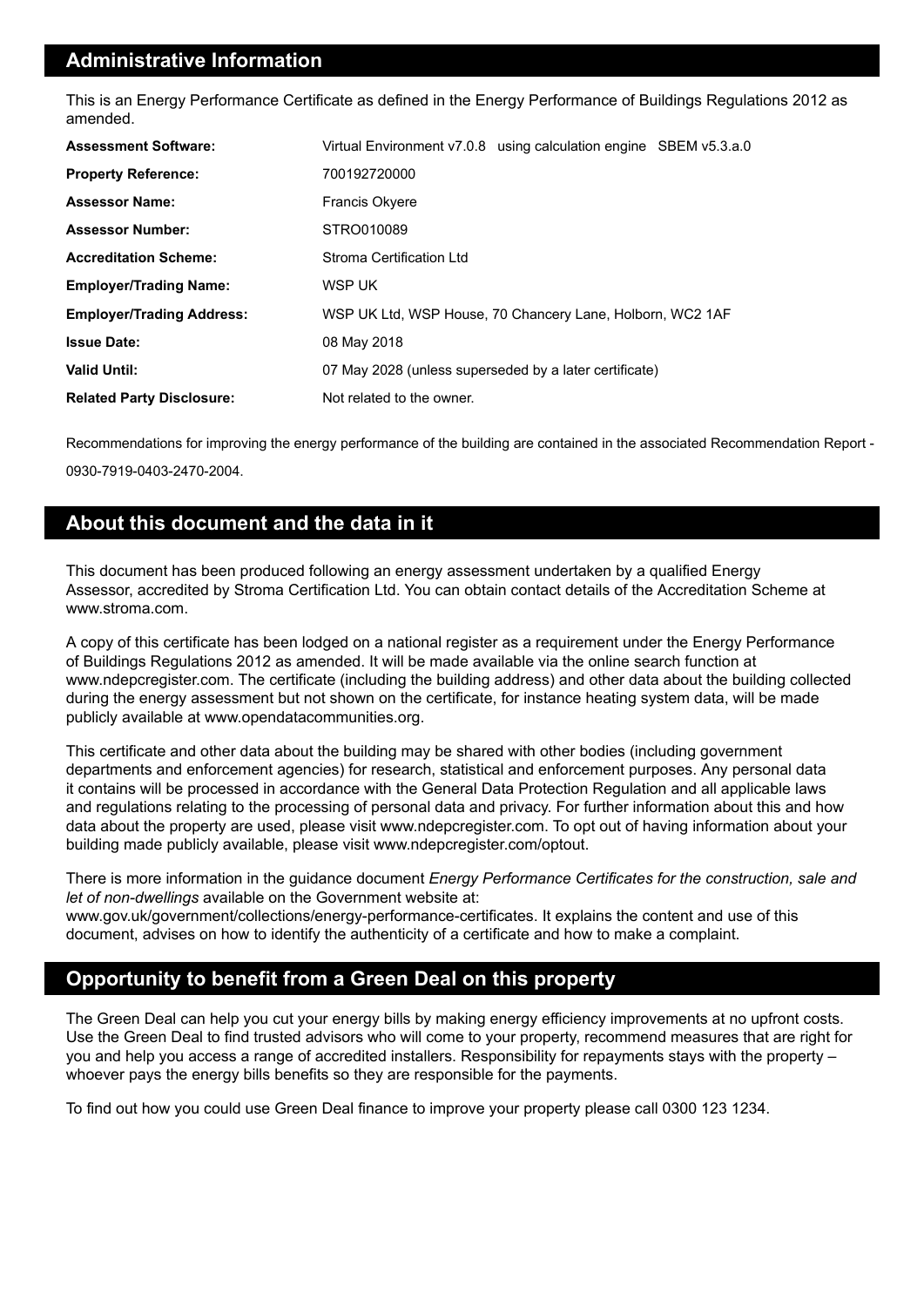## Administrative Information

This is an Energy Performance Certificate as defined in the Energy Performance of Buildings Regulations 2012 as amended.

| | |
|---|---|
| **Assessment Software:** | Virtual Environment v7.0.8 using calculation engine SBEM v5.3.a.0 |
| **Property Reference:** | 700192720000 |
| **Assessor Name:** | Francis Okyere |
| **Assessor Number:** | STRO010089 |
| **Accreditation Scheme:** | Stroma Certification Ltd |
| **Employer/Trading Name:** | WSP UK |
| **Employer/Trading Address:** | WSP UK Ltd, WSP House, 70 Chancery Lane, Holborn, WC2 1AF |
| **Issue Date:** | 08 May 2018 |
| **Valid Until:** | 07 May 2028 (unless superseded by a later certificate) |
| **Related Party Disclosure:** | Not related to the owner. |

Recommendations for improving the energy performance of the building are contained in the associated Recommendation Report - 0930-7919-0403-2470-2004.

## About this document and the data in it

This document has been produced following an energy assessment undertaken by a qualified Energy Assessor, accredited by Stroma Certification Ltd. You can obtain contact details of the Accreditation Scheme at www.stroma.com.

A copy of this certificate has been lodged on a national register as a requirement under the Energy Performance of Buildings Regulations 2012 as amended. It will be made available via the online search function at www.ndepcregister.com. The certificate (including the building address) and other data about the building collected during the energy assessment but not shown on the certificate, for instance heating system data, will be made publicly available at www.opendatacommunities.org.

This certificate and other data about the building may be shared with other bodies (including government departments and enforcement agencies) for research, statistical and enforcement purposes. Any personal data it contains will be processed in accordance with the General Data Protection Regulation and all applicable laws and regulations relating to the processing of personal data and privacy. For further information about this and how data about the property are used, please visit www.ndepcregister.com. To opt out of having information about your building made publicly available, please visit www.ndepcregister.com/optout.

There is more information in the guidance document *Energy Performance Certificates for the construction, sale and let of non-dwellings* available on the Government website at: www.gov.uk/government/collections/energy-performance-certificates. It explains the content and use of this document, advises on how to identify the authenticity of a certificate and how to make a complaint.

## Opportunity to benefit from a Green Deal on this property

The Green Deal can help you cut your energy bills by making energy efficiency improvements at no upfront costs. Use the Green Deal to find trusted advisors who will come to your property, recommend measures that are right for you and help you access a range of accredited installers. Responsibility for repayments stays with the property – whoever pays the energy bills benefits so they are responsible for the payments.

To find out how you could use Green Deal finance to improve your property please call 0300 123 1234.